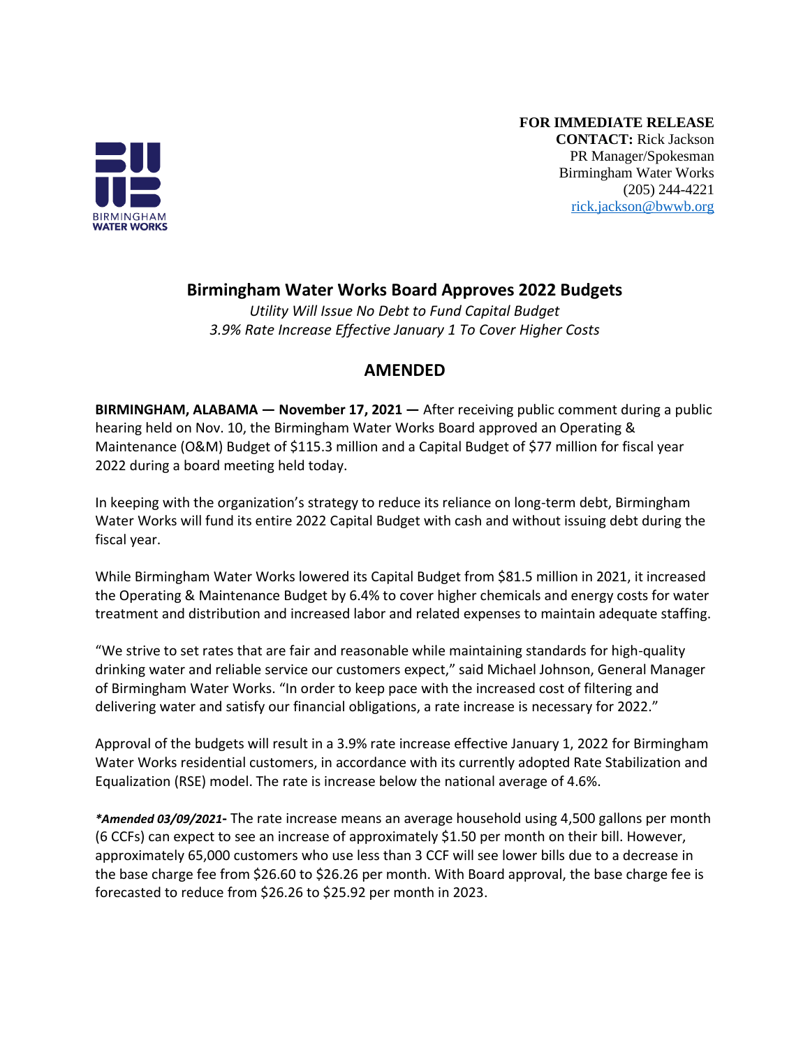BIRMINGHAM
WATER WORKS

**FOR IMMEDIATE RELEASE**
**CONTACT:** Rick Jackson
PR Manager/Spokesman
Birmingham Water Works
(205) 244-4221
rick.jackson@bwwb.org

# Birmingham Water Works Board Approves 2022 Budgets

*Utility Will Issue No Debt to Fund Capital Budget*
*3.9% Rate Increase Effective January 1 To Cover Higher Costs*

## AMENDED

**BIRMINGHAM, ALABAMA — November 17, 2021 —** After receiving public comment during a public hearing held on Nov. 10, the Birmingham Water Works Board approved an Operating & Maintenance (O&M) Budget of $115.3 million and a Capital Budget of $77 million for fiscal year 2022 during a board meeting held today.

In keeping with the organization's strategy to reduce its reliance on long-term debt, Birmingham Water Works will fund its entire 2022 Capital Budget with cash and without issuing debt during the fiscal year.

While Birmingham Water Works lowered its Capital Budget from $81.5 million in 2021, it increased the Operating & Maintenance Budget by 6.4% to cover higher chemicals and energy costs for water treatment and distribution and increased labor and related expenses to maintain adequate staffing.

"We strive to set rates that are fair and reasonable while maintaining standards for high-quality drinking water and reliable service our customers expect," said Michael Johnson, General Manager of Birmingham Water Works. "In order to keep pace with the increased cost of filtering and delivering water and satisfy our financial obligations, a rate increase is necessary for 2022."

Approval of the budgets will result in a 3.9% rate increase effective January 1, 2022 for Birmingham Water Works residential customers, in accordance with its currently adopted Rate Stabilization and Equalization (RSE) model. The rate is increase below the national average of 4.6%.

***\*Amended 03/09/2021-*** The rate increase means an average household using 4,500 gallons per month (6 CCFs) can expect to see an increase of approximately $1.50 per month on their bill. However, approximately 65,000 customers who use less than 3 CCF will see lower bills due to a decrease in the base charge fee from $26.60 to $26.26 per month. With Board approval, the base charge fee is forecasted to reduce from $26.26 to $25.92 per month in 2023.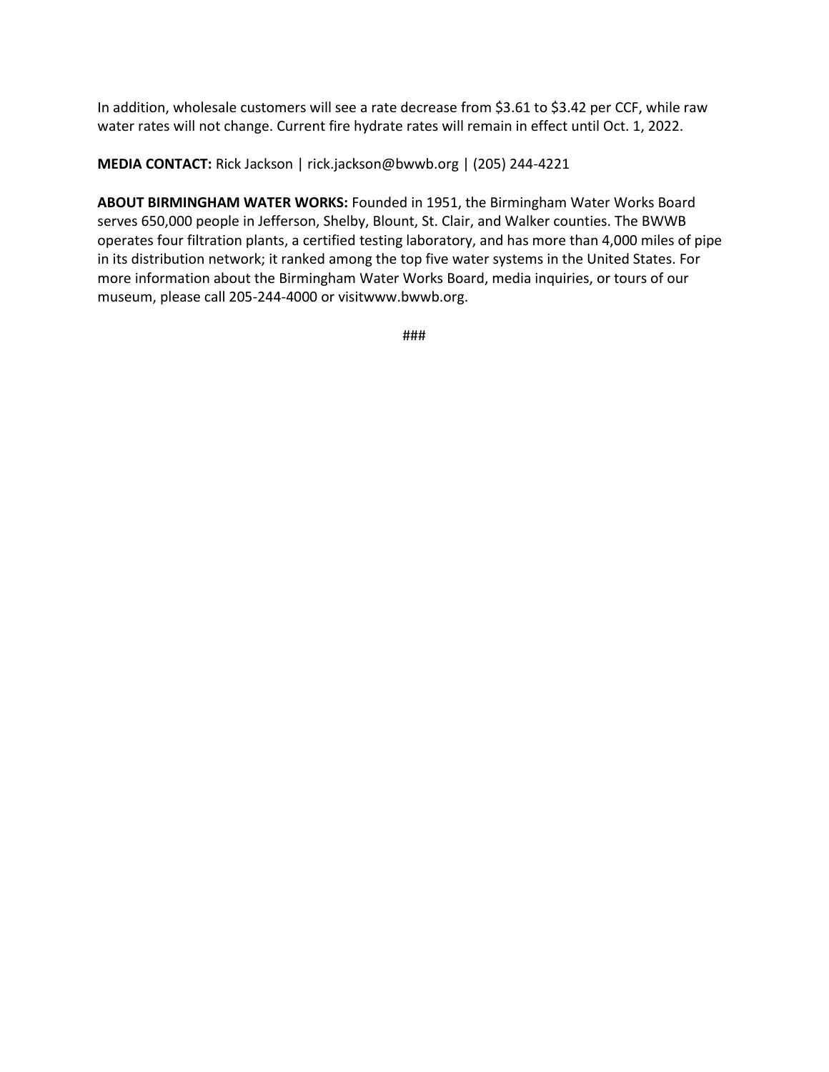In addition, wholesale customers will see a rate decrease from $3.61 to $3.42 per CCF, while raw water rates will not change. Current fire hydrate rates will remain in effect until Oct. 1, 2022.

**MEDIA CONTACT:** Rick Jackson | rick.jackson@bwwb.org | (205) 244-4221

**ABOUT BIRMINGHAM WATER WORKS:** Founded in 1951, the Birmingham Water Works Board serves 650,000 people in Jefferson, Shelby, Blount, St. Clair, and Walker counties. The BWWB operates four filtration plants, a certified testing laboratory, and has more than 4,000 miles of pipe in its distribution network; it ranked among the top five water systems in the United States. For more information about the Birmingham Water Works Board, media inquiries, or tours of our museum, please call 205-244-4000 or visitwww.bwwb.org.

###